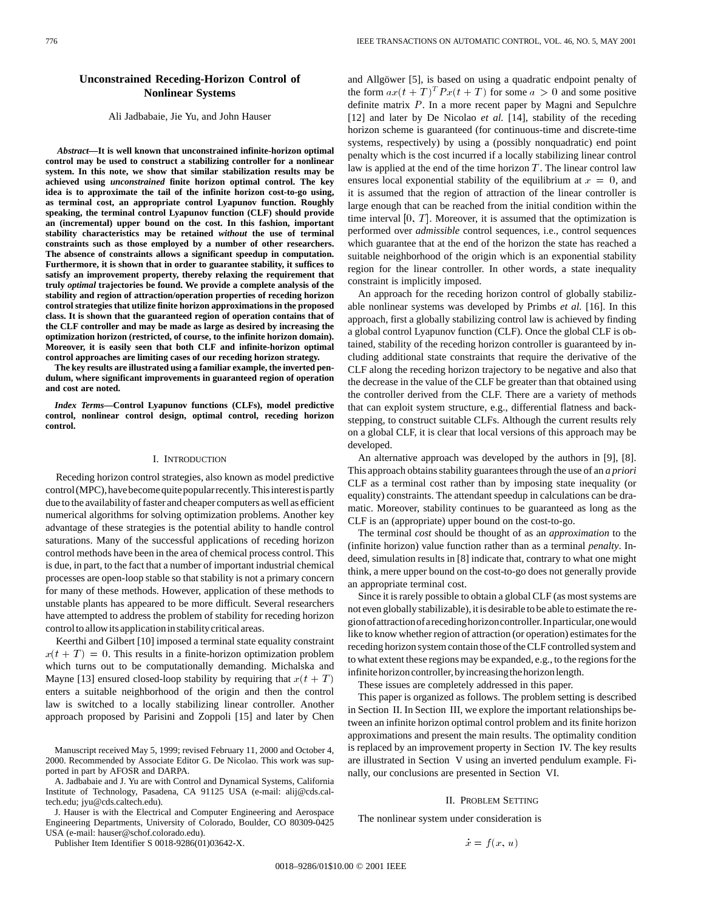# Unconstrained Receding-Horizon Control of Nonlinear Systems

Ali Jadbabaie, Jie Yu, and John Hauser

***Abstract*—It is well known that unconstrained infinite-horizon optimal control may be used to construct a stabilizing controller for a nonlinear system. In this note, we show that similar stabilization results may be achieved using *unconstrained* finite horizon optimal control. The key idea is to approximate the tail of the infinite horizon cost-to-go using, as terminal cost, an appropriate control Lyapunov function. Roughly speaking, the terminal control Lyapunov function (CLF) should provide an (incremental) upper bound on the cost. In this fashion, important stability characteristics may be retained *without* the use of terminal constraints such as those employed by a number of other researchers. The absence of constraints allows a significant speedup in computation. Furthermore, it is shown that in order to guarantee stability, it suffices to satisfy an improvement property, thereby relaxing the requirement that truly *optimal* trajectories be found. We provide a complete analysis of the stability and region of attraction/operation properties of receding horizon control strategies that utilize finite horizon approximations in the proposed class. It is shown that the guaranteed region of operation contains that of the CLF controller and may be made as large as desired by increasing the optimization horizon (restricted, of course, to the infinite horizon domain). Moreover, it is easily seen that both CLF and infinite-horizon optimal control approaches are limiting cases of our receding horizon strategy.**

**The key results are illustrated using a familiar example, the inverted pendulum, where significant improvements in guaranteed region of operation and cost are noted.**

***Index Terms*—Control Lyapunov functions (CLFs), model predictive control, nonlinear control design, optimal control, receding horizon control.**

## I. Introduction

Receding horizon control strategies, also known as model predictive control (MPC), have become quite popular recently. This interest is partly due to the availability of faster and cheaper computers as well as efficient numerical algorithms for solving optimization problems. Another key advantage of these strategies is the potential ability to handle control saturations. Many of the successful applications of receding horizon control methods have been in the area of chemical process control. This is due, in part, to the fact that a number of important industrial chemical processes are open-loop stable so that stability is not a primary concern for many of these methods. However, application of these methods to unstable plants has appeared to be more difficult. Several researchers have attempted to address the problem of stability for receding horizon control to allow its application in stability critical areas.

Keerthi and Gilbert [10] imposed a terminal state equality constraint $x(t+T) = 0$. This results in a finite-horizon optimization problem which turns out to be computationally demanding. Michalska and Mayne [13] ensured closed-loop stability by requiring that $x(t+T)$ enters a suitable neighborhood of the origin and then the control law is switched to a locally stabilizing linear controller. Another approach proposed by Parisini and Zoppoli [15] and later by Chen and Allgöwer [5], is based on using a quadratic endpoint penalty of the form $ax(t+T)^T Px(t+T)$ for some $a > 0$ and some positive definite matrix $P$. In a more recent paper by Magni and Sepulchre [12] and later by De Nicolao *et al.* [14], stability of the receding horizon scheme is guaranteed (for continuous-time and discrete-time systems, respectively) by using a (possibly nonquadratic) end point penalty which is the cost incurred if a locally stabilizing linear control law is applied at the end of the time horizon $T$. The linear control law ensures local exponential stability of the equilibrium at $x = 0$, and it is assumed that the region of attraction of the linear controller is large enough that can be reached from the initial condition within the time interval $[0, T]$. Moreover, it is assumed that the optimization is performed over *admissible* control sequences, i.e., control sequences which guarantee that at the end of the horizon the state has reached a suitable neighborhood of the origin which is an exponential stability region for the linear controller. In other words, a state inequality constraint is implicitly imposed.

An approach for the receding horizon control of globally stabilizable nonlinear systems was developed by Primbs *et al.* [16]. In this approach, first a globally stabilizing control law is achieved by finding a global control Lyapunov function (CLF). Once the global CLF is obtained, stability of the receding horizon controller is guaranteed by including additional state constraints that require the derivative of the CLF along the receding horizon trajectory to be negative and also that the decrease in the value of the CLF be greater than that obtained using the controller derived from the CLF. There are a variety of methods that can exploit system structure, e.g., differential flatness and backstepping, to construct suitable CLFs. Although the current results rely on a global CLF, it is clear that local versions of this approach may be developed.

An alternative approach was developed by the authors in [9], [8]. This approach obtains stability guarantees through the use of an *a priori* CLF as a terminal cost rather than by imposing state inequality (or equality) constraints. The attendant speedup in calculations can be dramatic. Moreover, stability continues to be guaranteed as long as the CLF is an (appropriate) upper bound on the cost-to-go.

The terminal *cost* should be thought of as an *approximation* to the (infinite horizon) value function rather than as a terminal *penalty*. Indeed, simulation results in [8] indicate that, contrary to what one might think, a mere upper bound on the cost-to-go does not generally provide an appropriate terminal cost.

Since it is rarely possible to obtain a global CLF (as most systems are not even globally stabilizable), it is desirable to be able to estimate the region of attraction of a receding horizon controller. In particular, one would like to know whether region of attraction (or operation) estimates for the receding horizon system contain those of the CLF controlled system and to what extent these regions may be expanded, e.g., to the regions for the infinite horizon controller, by increasing the horizon length.

These issues are completely addressed in this paper.

This paper is organized as follows. The problem setting is described in Section II. In Section III, we explore the important relationships between an infinite horizon optimal control problem and its finite horizon approximations and present the main results. The optimality condition is replaced by an improvement property in Section IV. The key results are illustrated in Section V using an inverted pendulum example. Finally, our conclusions are presented in Section VI.

## II. Problem Setting

The nonlinear system under consideration is

$$\dot{x} = f(x, u)$$

Manuscript received May 5, 1999; revised February 11, 2000 and October 4, 2000. Recommended by Associate Editor G. De Nicolao. This work was supported in part by AFOSR and DARPA.

A. Jadbabaie and J. Yu are with Control and Dynamical Systems, California Institute of Technology, Pasadena, CA 91125 USA (e-mail: alij@cds.caltech.edu; jyu@cds.caltech.edu).

J. Hauser is with the Electrical and Computer Engineering and Aerospace Engineering Departments, University of Colorado, Boulder, CO 80309-0425 USA (e-mail: hauser@schof.colorado.edu).

Publisher Item Identifier S 0018-9286(01)03642-X.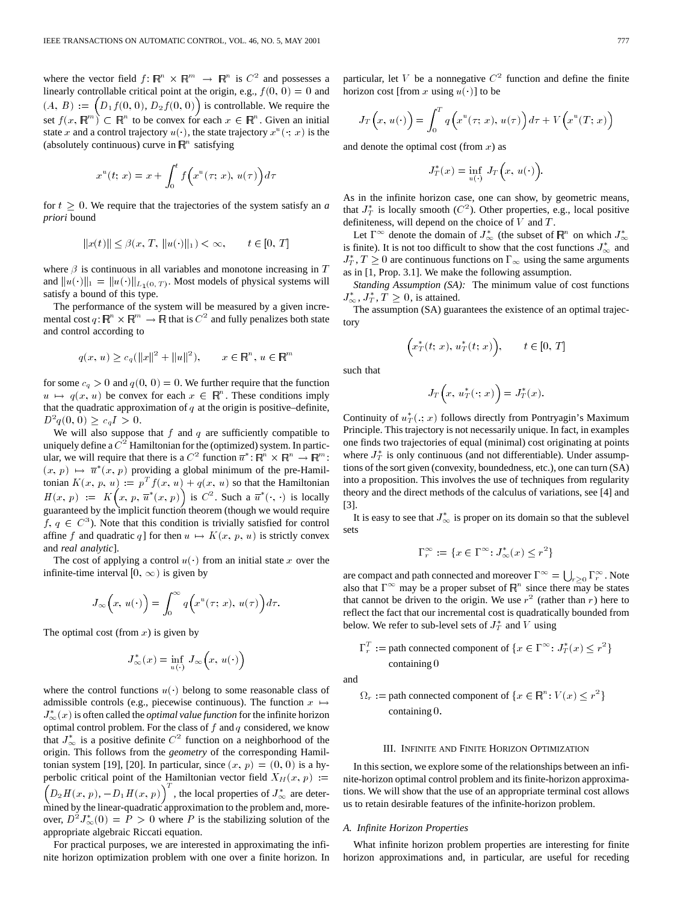where the vector field $f: \mathbb{R}^n \times \mathbb{R}^m \rightarrow \mathbb{R}^n$ is $C^2$ and possesses a linearly controllable critical point at the origin, e.g., $f(0, 0) = 0$ and $(A, B) := \left(D_1 f(0, 0), D_2 f(0, 0)\right)$ is controllable. We require the set $f(x, \mathbb{R}^m) \subset \mathbb{R}^n$ to be convex for each $x \in \mathbb{R}^n$. Given an initial state $x$ and a control trajectory $u(\cdot)$, the state trajectory $x^u(\cdot; x)$ is the (absolutely continuous) curve in $\mathbb{R}^n$ satisfying

$$x^u(t; x) = x + \int_0^t f\left(x^u(\tau; x), u(\tau)\right) d\tau$$

for $t \geq 0$. We require that the trajectories of the system satisfy an *a priori* bound

$$\|x(t)\| \leq \beta(x, T, \|u(\cdot)\|_1) < \infty, \qquad t \in [0, T]$$

where $\beta$ is continuous in all variables and monotone increasing in $T$ and $\|u(\cdot)\|_1 = \|u(\cdot)\|_{L_1(0,T)}$. Most models of physical systems will satisfy a bound of this type.

The performance of the system will be measured by a given incremental cost $q: \mathbb{R}^n \times \mathbb{R}^m \rightarrow \mathbb{R}$ that is $C^2$ and fully penalizes both state and control according to

$$q(x, u) \geq c_q(\|x\|^2 + \|u\|^2), \qquad x \in \mathbb{R}^n, \, u \in \mathbb{R}^m$$

for some $c_q > 0$ and $q(0, 0) = 0$. We further require that the function $u \mapsto q(x, u)$ be convex for each $x \in \mathbb{R}^n$. These conditions imply that the quadratic approximation of $q$ at the origin is positive–definite, $D^2 q(0, 0) \geq c_q I > 0$.

We will also suppose that $f$ and $q$ are sufficiently compatible to uniquely define a $C^2$ Hamiltonian for the (optimized) system. In particular, we will require that there is a $C^2$ function $\overline{u}^*: \mathbb{R}^n \times \mathbb{R}^n \rightarrow \mathbb{R}^m$: $(x, p) \mapsto \overline{u}^*(x, p)$ providing a global minimum of the pre-Hamiltonian $K(x, p, u) := p^T f(x, u) + q(x, u)$ so that the Hamiltonian $H(x, p) := K\left(x, p, \overline{u}^*(x, p)\right)$ is $C^2$. Such a $\overline{u}^*(\cdot, \cdot)$ is locally guaranteed by the implicit function theorem (though we would require $f, q \in C^3$). Note that this condition is trivially satisfied for control affine $f$ and quadratic $q$] for then $u \mapsto K(x, p, u)$ is strictly convex and *real analytic*].

The cost of applying a control $u(\cdot)$ from an initial state $x$ over the infinite-time interval $[0, \infty)$ is given by

$$J_\infty\left(x, u(\cdot)\right) = \int_0^\infty q\left(x^u(\tau; x), u(\tau)\right) d\tau.$$

The optimal cost (from $x$) is given by

$$J_\infty^*(x) = \inf_{u(\cdot)} J_\infty\left(x, u(\cdot)\right)$$

where the control functions $u(\cdot)$ belong to some reasonable class of admissible controls (e.g., piecewise continuous). The function $x \mapsto J_\infty^*(x)$ is often called the *optimal value function* for the infinite horizon optimal control problem. For the class of $f$ and $q$ considered, we know that $J_\infty^*$ is a positive definite $C^2$ function on a neighborhood of the origin. This follows from the *geometry* of the corresponding Hamiltonian system [19], [20]. In particular, since $(x, p) = (0, 0)$ is a hyperbolic critical point of the Hamiltonian vector field $X_H(x, p) := \left(D_2 H(x, p), -D_1 H(x, p)\right)^T$, the local properties of $J_\infty^*$ are determined by the linear-quadratic approximation to the problem and, moreover, $D^2 J_\infty^*(0) = P > 0$ where $P$ is the stabilizing solution of the appropriate algebraic Riccati equation.

For practical purposes, we are interested in approximating the infinite horizon optimization problem with one over a finite horizon. In particular, let $V$ be a nonnegative $C^2$ function and define the finite horizon cost [from $x$ using $u(\cdot)$] to be

$$J_T\left(x, u(\cdot)\right) = \int_0^T q\left(x^u(\tau; x), u(\tau)\right) d\tau + V\left(x^u(T; x)\right)$$

and denote the optimal cost (from $x$) as

$$J_T^*(x) = \inf_{u(\cdot)} J_T\left(x, u(\cdot)\right).$$

As in the infinite horizon case, one can show, by geometric means, that $J_T^*$ is locally smooth ($C^2$). Other properties, e.g., local positive definiteness, will depend on the choice of $V$ and $T$.

Let $\Gamma^\infty$ denote the domain of $J_\infty^*$ (the subset of $\mathbb{R}^n$ on which $J_\infty^*$ is finite). It is not too difficult to show that the cost functions $J_\infty^*$ and $J_T^*, T \geq 0$ are continuous functions on $\Gamma_\infty$ using the same arguments as in [1, Prop. 3.1]. We make the following assumption.

*Standing Assumption (SA):* The minimum value of cost functions $J_\infty^*, J_T^*, T \geq 0$, is attained.

The assumption (SA) guarantees the existence of an optimal trajectory

$$\left(x_T^*(t; x), u_T^*(t; x)\right), \qquad t \in [0, T]$$

such that

$$J_T\left(x, u_T^*(\cdot; x)\right) = J_T^*(x).$$

Continuity of $u_T^*(.; x)$ follows directly from Pontryagin's Maximum Principle. This trajectory is not necessarily unique. In fact, in examples one finds two trajectories of equal (minimal) cost originating at points where $J_T^*$ is only continuous (and not differentiable). Under assumptions of the sort given (convexity, boundedness, etc.), one can turn (SA) into a proposition. This involves the use of techniques from regularity theory and the direct methods of the calculus of variations, see [4] and [3].

It is easy to see that $J_\infty^*$ is proper on its domain so that the sublevel sets

$$\Gamma_r^\infty := \{x \in \Gamma^\infty : J_\infty^*(x) \leq r^2\}$$

are compact and path connected and moreover $\Gamma^\infty = \bigcup_{r \geq 0} \Gamma_r^\infty$. Note also that $\Gamma^\infty$ may be a proper subset of $\mathbb{R}^n$ since there may be states that cannot be driven to the origin. We use $r^2$ (rather than $r$) here to reflect the fact that our incremental cost is quadratically bounded from below. We refer to sub-level sets of $J_T^*$ and $V$ using

$$\Gamma_r^T := \text{path connected component of } \{x \in \Gamma^\infty : J_T^*(x) \leq r^2\} \text{ containing } 0$$

and

$$\Omega_r := \text{path connected component of } \{x \in \mathbb{R}^n : V(x) \leq r^2\} \text{ containing } 0.$$

## III. Infinite and Finite Horizon Optimization

In this section, we explore some of the relationships between an infinite-horizon optimal control problem and its finite-horizon approximations. We will show that the use of an appropriate terminal cost allows us to retain desirable features of the infinite-horizon problem.

### A. Infinite Horizon Properties

What infinite horizon problem properties are interesting for finite horizon approximations and, in particular, are useful for receding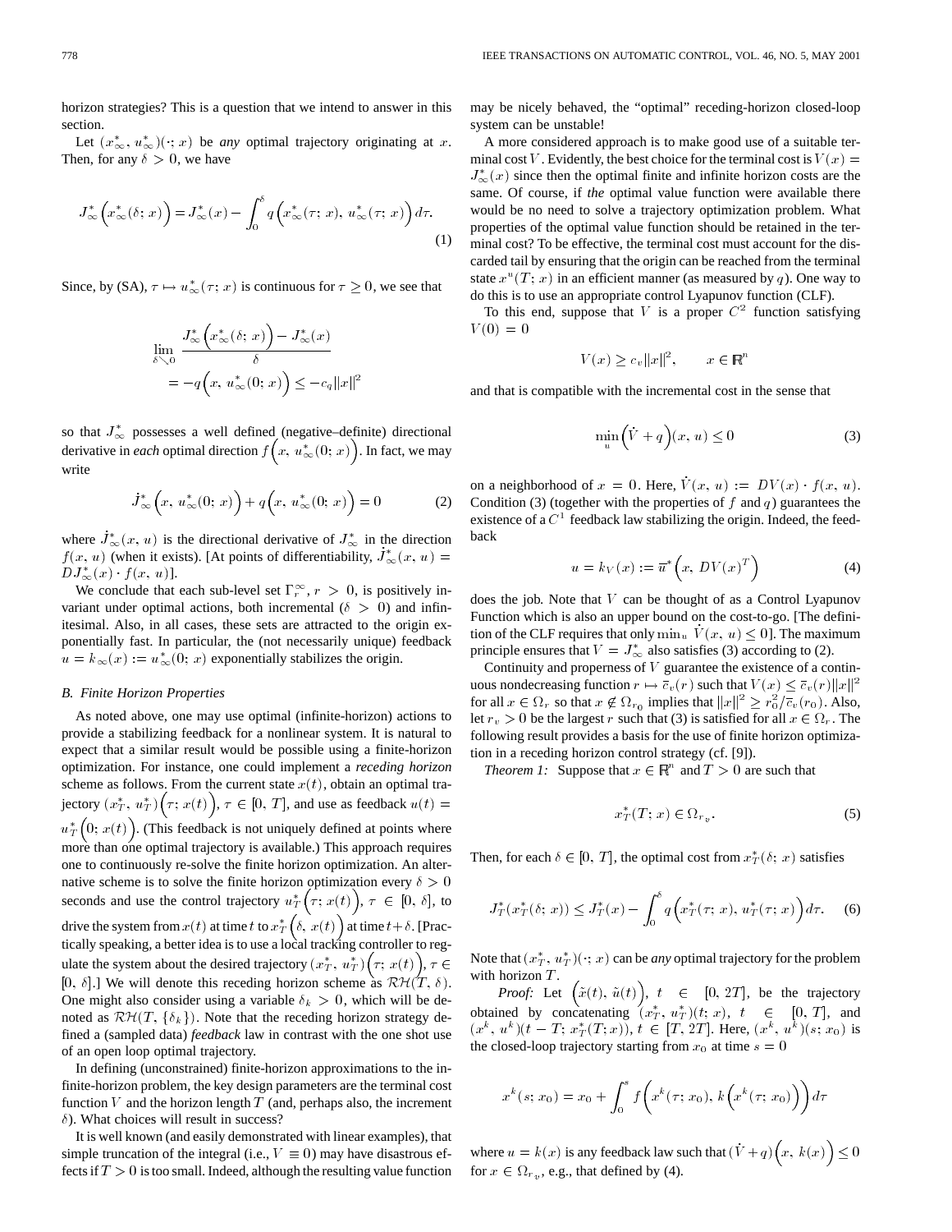horizon strategies? This is a question that we intend to answer in this section.

Let $(x^*_\infty, u^*_\infty)(\cdot; x)$ be *any* optimal trajectory originating at $x$. Then, for any $\delta > 0$, we have

$$J^*_\infty\left(x^*_\infty(\delta; x)\right) = J^*_\infty(x) - \int_0^\delta q\left(x^*_\infty(\tau; x),\, u^*_\infty(\tau; x)\right) d\tau. \tag{1}$$

Since, by (SA), $\tau \mapsto u^*_\infty(\tau; x)$ is continuous for $\tau \geq 0$, we see that

$$\begin{aligned}\lim_{\delta \searrow 0} \frac{J^*_\infty\left(x^*_\infty(\delta; x)\right) - J^*_\infty(x)}{\delta} \\ = -q\left(x,\, u^*_\infty(0; x)\right) \leq -c_q\|x\|^2\end{aligned}$$

so that $J^*_\infty$ possesses a well defined (negative–definite) directional derivative in *each* optimal direction $f\left(x,\, u^*_\infty(0; x)\right)$. In fact, we may write

$$\dot{J}^*_\infty\left(x,\, u^*_\infty(0; x)\right) + q\left(x,\, u^*_\infty(0; x)\right) = 0 \tag{2}$$

where $\dot{J}^*_\infty(x, u)$ is the directional derivative of $J^*_\infty$ in the direction $f(x, u)$ (when it exists). [At points of differentiability, $\dot{J}^*_\infty(x, u) = DJ^*_\infty(x) \cdot f(x, u)$].

We conclude that each sub-level set $\Gamma^\infty_r$, $r > 0$, is positively invariant under optimal actions, both incremental ($\delta > 0$) and infinitesimal. Also, in all cases, these sets are attracted to the origin exponentially fast. In particular, the (not necessarily unique) feedback $u = k_\infty(x) := u^*_\infty(0; x)$ exponentially stabilizes the origin.

### B. Finite Horizon Properties

As noted above, one may use optimal (infinite-horizon) actions to provide a stabilizing feedback for a nonlinear system. It is natural to expect that a similar result would be possible using a finite-horizon optimization. For instance, one could implement a *receding horizon* scheme as follows. From the current state $x(t)$, obtain an optimal trajectory $(x^*_T, u^*_T)\left(\tau; x(t)\right)$, $\tau \in [0, T]$, and use as feedback $u(t) = u^*_T\left(0; x(t)\right)$. (This feedback is not uniquely defined at points where more than one optimal trajectory is available.) This approach requires one to continuously re-solve the finite horizon optimization. An alternative scheme is to solve the finite horizon optimization every $\delta > 0$ seconds and use the control trajectory $u^*_T\left(\tau; x(t)\right)$, $\tau \in [0, \delta]$, to drive the system from $x(t)$ at time $t$ to $x^*_T\left(\delta, x(t)\right)$ at time $t+\delta$. [Practically speaking, a better idea is to use a local tracking controller to regulate the system about the desired trajectory $(x^*_T, u^*_T)\left(\tau; x(t)\right)$, $\tau \in [0, \delta]$.] We will denote this receding horizon scheme as $\mathcal{RH}(T, \delta)$. One might also consider using a variable $\delta_k > 0$, which will be denoted as $\mathcal{RH}(T, \{\delta_k\})$. Note that the receding horizon strategy defined a (sampled data) *feedback* law in contrast with the one shot use of an open loop optimal trajectory.

In defining (unconstrained) finite-horizon approximations to the infinite-horizon problem, the key design parameters are the terminal cost function $V$ and the horizon length $T$ (and, perhaps also, the increment $\delta$). What choices will result in success?

It is well known (and easily demonstrated with linear examples), that simple truncation of the integral (i.e., $V \equiv 0$) may have disastrous effects if $T > 0$ is too small. Indeed, although the resulting value function may be nicely behaved, the "optimal" receding-horizon closed-loop system can be unstable!

A more considered approach is to make good use of a suitable terminal cost $V$. Evidently, the best choice for the terminal cost is $V(x) = J^*_\infty(x)$ since then the optimal finite and infinite horizon costs are the same. Of course, if *the* optimal value function were available there would be no need to solve a trajectory optimization problem. What properties of the optimal value function should be retained in the terminal cost? To be effective, the terminal cost must account for the discarded tail by ensuring that the origin can be reached from the terminal state $x^u(T; x)$ in an efficient manner (as measured by $q$). One way to do this is to use an appropriate control Lyapunov function (CLF).

To this end, suppose that $V$ is a proper $C^2$ function satisfying $V(0) = 0$

$$V(x) \geq c_v\|x\|^2, \qquad x \in \mathbb{R}^n$$

and that is compatible with the incremental cost in the sense that

$$\min_u \left(\dot{V} + q\right)(x, u) \leq 0 \tag{3}$$

on a neighborhood of $x = 0$. Here, $\dot{V}(x, u) := DV(x) \cdot f(x, u)$. Condition (3) (together with the properties of $f$ and $q$) guarantees the existence of a $C^1$ feedback law stabilizing the origin. Indeed, the feedback

$$u = k_V(x) := \overline{u}^*\left(x,\, DV(x)^T\right) \tag{4}$$

does the job. Note that $V$ can be thought of as a Control Lyapunov Function which is also an upper bound on the cost-to-go. [The definition of the CLF requires that only $\min_u \dot{V}(x, u) \leq 0$]. The maximum principle ensures that $V = J^*_\infty$ also satisfies (3) according to (2).

Continuity and properness of $V$ guarantee the existence of a continuous nondecreasing function $r \mapsto \overline{c}_v(r)$ such that $V(x) \leq \overline{c}_v(r)\|x\|^2$ for all $x \in \Omega_r$ so that $x \notin \Omega_{r_0}$ implies that $\|x\|^2 \geq r_0^2/\overline{c}_v(r_0)$. Also, let $r_v > 0$ be the largest $r$ such that (3) is satisfied for all $x \in \Omega_r$. The following result provides a basis for the use of finite horizon optimization in a receding horizon control strategy (cf. [9]).

*Theorem 1:* Suppose that $x \in \mathbb{R}^n$ and $T > 0$ are such that

$$x^*_T(T; x) \in \Omega_{r_v}. \tag{5}$$

Then, for each $\delta \in [0, T]$, the optimal cost from $x^*_T(\delta; x)$ satisfies

$$J^*_T(x^*_T(\delta; x)) \leq J^*_T(x) - \int_0^\delta q\left(x^*_T(\tau; x),\, u^*_T(\tau; x)\right) d\tau. \tag{6}$$

Note that $(x^*_T, u^*_T)(\cdot; x)$ can be *any* optimal trajectory for the problem with horizon $T$.

*Proof:* Let $\left(\tilde{x}(t), \tilde{u}(t)\right)$, $t \in [0, 2T]$, be the trajectory obtained by concatenating $(x^*_T, u^*_T)(t; x)$, $t \in [0, T]$, and $(x^k, u^k)(t - T; x^*_T(T; x))$, $t \in [T, 2T]$. Here, $(x^k, u^k)(s; x_0)$ is the closed-loop trajectory starting from $x_0$ at time $s = 0$

$$x^k(s; x_0) = x_0 + \int_0^s f\left(x^k(\tau; x_0),\, k\left(x^k(\tau; x_0)\right)\right) d\tau$$

where $u = k(x)$ is any feedback law such that $(\dot{V} + q)\left(x,\, k(x)\right) \leq 0$ for $x \in \Omega_{r_v}$, e.g., that defined by (4).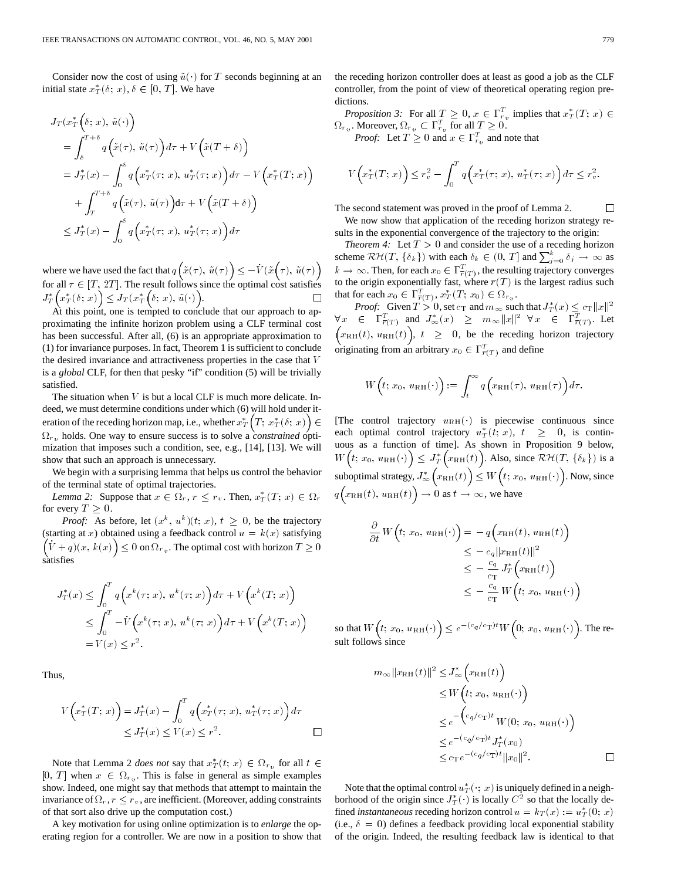Consider now the cost of using $\tilde{u}(\cdot)$ for $T$ seconds beginning at an initial state $x_T^*(\delta; x)$, $\delta \in [0, T]$. We have

$$
\begin{aligned}
J_T\Big(x_T^*\Big(\delta;\, x\Big),\, \tilde{u}(\cdot)\Big)
&= \int_\delta^{T+\delta} q\Big(\tilde{x}(\tau),\, \tilde{u}(\tau)\Big) d\tau + V\Big(\tilde{x}(T+\delta)\Big) \\
&= J_T^*(x) - \int_0^\delta q\Big(x_T^*(\tau;\, x),\, u_T^*(\tau;\, x)\Big) d\tau - V\Big(x_T^*(T;\, x)\Big) \\
&\quad + \int_T^{T+\delta} q\Big(\tilde{x}(\tau),\, \tilde{u}(\tau)\Big) d\tau + V\Big(\tilde{x}(T+\delta)\Big) \\
&\le J_T^*(x) - \int_0^\delta q\Big(x_T^*(\tau;\, x),\, u_T^*(\tau;\, x)\Big) d\tau
\end{aligned}
$$

where we have used the fact that $q\Big(\tilde{x}(\tau),\, \tilde{u}(\tau)\Big) \le -\dot{V}\Big(\tilde{x}\Big(\tau\Big),\, \tilde{u}(\tau)\Big)$ for all $\tau \in [T, 2T]$. The result follows since the optimal cost satisfies $J_T^*\Big(x_T^*(\delta;\, x)\Big) \le J_T\Big(x_T^*\Big(\delta;\, x\Big),\, \tilde{u}(\cdot)\Big)$. □

At this point, one is tempted to conclude that our approach to approximating the infinite horizon problem using a CLF terminal cost has been successful. After all, (6) is an appropriate approximation to (1) for invariance purposes. In fact, Theorem 1 is sufficient to conclude the desired invariance and attractiveness properties in the case that $V$ is a *global* CLF, for then that pesky "if" condition (5) will be trivially satisfied.

The situation when $V$ is but a local CLF is much more delicate. Indeed, we must determine conditions under which (6) will hold under iteration of the receding horizon map, i.e., whether $x_T^*\Big(T;\, x_T^*(\delta;\, x)\Big) \in \Omega_{r_v}$ holds. One way to ensure success is to solve a *constrained* optimization that imposes such a condition, see, e.g., [14], [13]. We will show that such an approach is unnecessary.

We begin with a surprising lemma that helps us control the behavior of the terminal state of optimal trajectories.

*Lemma 2:* Suppose that $x \in \Omega_r$, $r \le r_v$. Then, $x_T^*(T;\, x) \in \Omega_r$ for every $T \ge 0$.

*Proof:* As before, let $(x^k,\, u^k)(t;\, x)$, $t \ge 0$, be the trajectory (starting at $x$) obtained using a feedback control $u = k(x)$ satisfying $\Big(\dot{V} + q\Big)(x,\, k(x)\Big) \le 0$ on $\Omega_{r_v}$. The optimal cost with horizon $T \ge 0$ satisfies

$$
\begin{aligned}
J_T^*(x) &\le \int_0^T q\Big(x^k(\tau;\, x),\, u^k(\tau;\, x)\Big) d\tau + V\Big(x^k(T;\, x)\Big) \\
&\le \int_0^T -\dot{V}\Big(x^k(\tau;\, x),\, u^k(\tau;\, x)\Big) d\tau + V\Big(x^k(T;\, x)\Big) \\
&= V(x) \le r^2.
\end{aligned}
$$

Thus,

$$
\begin{aligned}
V\Big(x_T^*(T;\, x)\Big) &= J_T^*(x) - \int_0^T q\Big(x_T^*(\tau;\, x),\, u_T^*(\tau;\, x)\Big) d\tau \\
&\le J_T^*(x) \le V(x) \le r^2.
\end{aligned}
$$

□

Note that Lemma 2 *does not* say that $x_T^*(t;\, x) \in \Omega_{r_v}$ for all $t \in [0, T]$ when $x \in \Omega_{r_v}$. This is false in general as simple examples show. Indeed, one might say that methods that attempt to maintain the invariance of $\Omega_r, r \le r_v$, are inefficient. (Moreover, adding constraints of that sort also drive up the computation cost.)

A key motivation for using online optimization is to *enlarge* the operating region for a controller. We are now in a position to show that the receding horizon controller does at least as good a job as the CLF controller, from the point of view of theoretical operating region predictions.

*Proposition 3:* For all $T \ge 0$, $x \in \Gamma_{r_v}^T$ implies that $x_T^*(T;\, x) \in \Omega_{r_v}$. Moreover, $\Omega_{r_v} \subset \Gamma_{r_v}^T$ for all $T \ge 0$.

*Proof:* Let $T \ge 0$ and $x \in \Gamma_{r_v}^T$ and note that

$$
V\Big(x_T^*(T;\, x)\Big) \le r_v^2 - \int_0^T q\Big(x_T^*(\tau;\, x),\, u_T^*(\tau;\, x)\Big) d\tau \le r_v^2.
$$

The second statement was proved in the proof of Lemma 2. □

We now show that application of the receding horizon strategy results in the exponential convergence of the trajectory to the origin:

*Theorem 4:* Let $T > 0$ and consider the use of a receding horizon scheme $\mathcal{RH}(T, \{\delta_k\})$ with each $\delta_k \in (0, T]$ and $\sum_{j=0}^k \delta_j \to \infty$ as $k \to \infty$. Then, for each $x_0 \in \Gamma_{\overline{r}(T)}^T$, the resulting trajectory converges to the origin exponentially fast, where $\overline{r}(T)$ is the largest radius such that for each $x_0 \in \Gamma_{\overline{r}(T)}^T$, $x_T^*(T;\, x_0) \in \Omega_{r_v}$.

*Proof:* Given $T > 0$, set $c_{\rm T}$ and $m_\infty$ such that $J_T^*(x) \le c_{\rm T}\|x\|^2$ $\forall x \in \Gamma_{\overline{r}(T)}^T$ and $J_\infty^*(x) \ge m_\infty\|x\|^2$ $\forall x \in \Gamma_{\overline{r}(T)}^T$. Let $\Big(x_{\rm RH}(t),\, u_{\rm RH}(t)\Big)$, $t \ge 0$, be the receding horizon trajectory originating from an arbitrary $x_0 \in \Gamma_{\overline{r}(T)}^T$ and define

$$
W\Big(t;\, x_0,\, u_{\rm RH}(\cdot)\Big) := \int_t^\infty q\Big(x_{\rm RH}(\tau),\, u_{\rm RH}(\tau)\Big) d\tau.
$$

[The control trajectory $u_{\rm RH}(\cdot)$ is piecewise continuous since each optimal control trajectory $u_T^*(t;\, x)$, $t \ge 0$, is continuous as a function of time]. As shown in Proposition 9 below, $W\Big(t;\, x_0,\, u_{\rm RH}(\cdot)\Big) \le J_T^*\Big(x_{\rm RH}(t)\Big)$. Also, since $\mathcal{RH}(T, \{\delta_k\})$ is a suboptimal strategy, $J_\infty^*\Big(x_{\rm RH}(t)\Big) \le W\Big(t;\, x_0,\, u_{\rm RH}(\cdot)\Big)$. Now, since $q\Big(x_{\rm RH}(t),\, u_{\rm RH}(t)\Big) \to 0$ as $t \to \infty$, we have

$$
\begin{aligned}
\frac{\partial}{\partial t} W\Big(t;\, x_0,\, u_{\rm RH}(\cdot)\Big) &= -q\Big(x_{\rm RH}(t),\, u_{\rm RH}(t)\Big) \\
&\le -c_q\|x_{\rm RH}(t)\|^2 \\
&\le -\frac{c_q}{c_{\rm T}} J_T^*\Big(x_{\rm RH}(t)\Big) \\
&\le -\frac{c_q}{c_{\rm T}} W\Big(t;\, x_0,\, u_{\rm RH}(\cdot)\Big)
\end{aligned}
$$

so that $W\Big(t;\, x_0,\, u_{\rm RH}(\cdot)\Big) \le e^{-(c_q/c_{\rm T})t} W\Big(0;\, x_0,\, u_{\rm RH}(\cdot)\Big)$. The result follows since

$$
\begin{aligned}
m_\infty\|x_{\rm RH}(t)\|^2 &\le J_\infty^*\Big(x_{\rm RH}(t)\Big) \\
&\le W\Big(t;\, x_0,\, u_{\rm RH}(\cdot)\Big) \\
&\le e^{-\left(c_q/c_{\rm T}\right)t} W(0;\, x_0,\, u_{\rm RH}(\cdot)\Big) \\
&\le e^{-(c_q/c_{\rm T})t} J_T^*(x_0) \\
&\le c_{\rm T} e^{-(c_q/c_{\rm T})t}\|x_0\|^2.
\end{aligned}
$$

□

Note that the optimal control $u_T^*(\cdot;\, x)$ is uniquely defined in a neighborhood of the origin since $J_T^*(\cdot)$ is locally $C^2$ so that the locally defined *instantaneous* receding horizon control $u = k_T(x) := u_T^*(0;\, x)$ (i.e., $\delta = 0$) defines a feedback providing local exponential stability of the origin. Indeed, the resulting feedback law is identical to that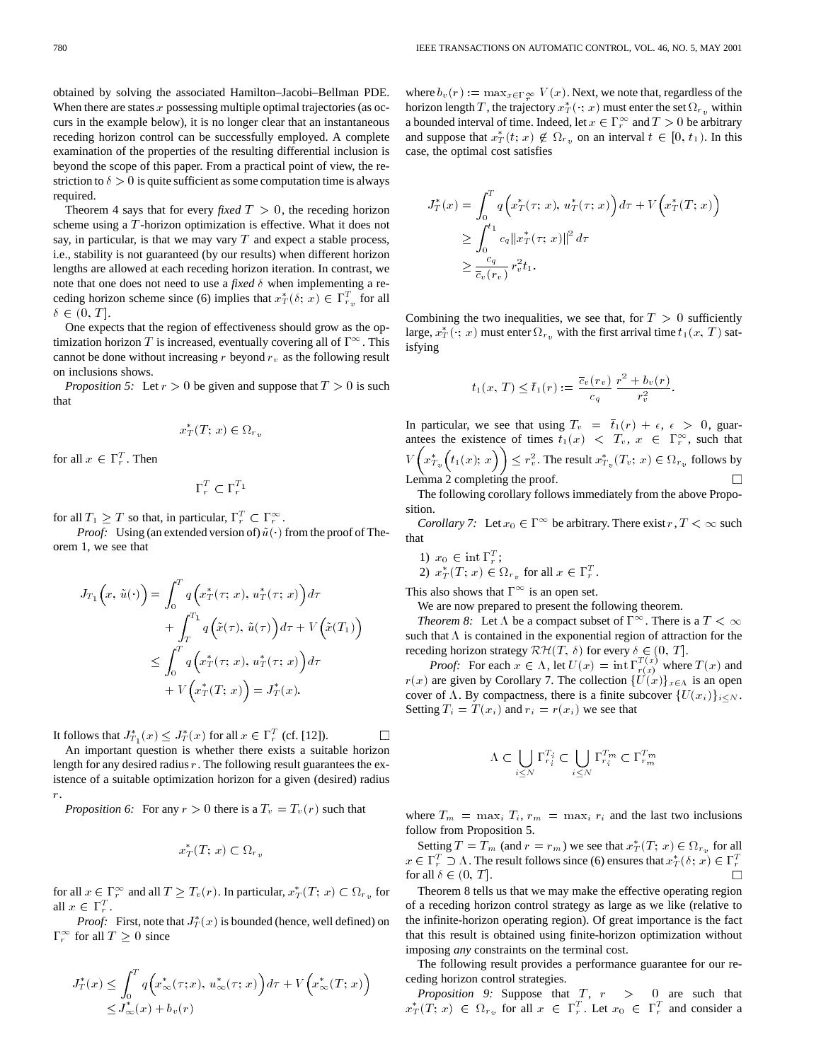obtained by solving the associated Hamilton–Jacobi–Bellman PDE. When there are states $x$ possessing multiple optimal trajectories (as occurs in the example below), it is no longer clear that an instantaneous receding horizon control can be successfully employed. A complete examination of the properties of the resulting differential inclusion is beyond the scope of this paper. From a practical point of view, the restriction to $\delta > 0$ is quite sufficient as some computation time is always required.

Theorem 4 says that for every *fixed* $T > 0$, the receding horizon scheme using a $T$-horizon optimization is effective. What it does not say, in particular, is that we may vary $T$ and expect a stable process, i.e., stability is not guaranteed (by our results) when different horizon lengths are allowed at each receding horizon iteration. In contrast, we note that one does not need to use a *fixed* $\delta$ when implementing a receding horizon scheme since (6) implies that $x_T^*(\delta;\, x) \in \Gamma_{r_v}^T$ for all $\delta \in (0,\, T]$.

One expects that the region of effectiveness should grow as the optimization horizon $T$ is increased, eventually covering all of $\Gamma^\infty$. This cannot be done without increasing $r$ beyond $r_v$ as the following result on inclusions shows.

*Proposition 5:* Let $r > 0$ be given and suppose that $T > 0$ is such that

$$x_T^*(T;\, x) \in \Omega_{r_v}$$

for all $x \in \Gamma_r^T$. Then

$$\Gamma_r^T \subset \Gamma_r^{T_1}$$

for all $T_1 \geq T$ so that, in particular, $\Gamma_r^T \subset \Gamma_r^\infty$.

*Proof:* Using (an extended version of) $\tilde{u}(\cdot)$ from the proof of Theorem 1, we see that

$$\begin{aligned}
J_{T_1}\Big(x,\, \tilde{u}(\cdot)\Big) &= \int_0^T q\Big(x_T^*(\tau;\, x),\, u_T^*(\tau;\, x)\Big)\, d\tau \\
&\quad + \int_T^{T_1} q\Big(\tilde{x}(\tau),\, \tilde{u}(\tau)\Big)\, d\tau + V\Big(\tilde{x}(T_1)\Big) \\
&\leq \int_0^T q\Big(x_T^*(\tau;\, x),\, u_T^*(\tau;\, x)\Big)\, d\tau \\
&\quad + V\Big(x_T^*(T;\, x)\Big) = J_T^*(x).
\end{aligned}$$

It follows that $J_{T_1}^*(x) \leq J_T^*(x)$ for all $x \in \Gamma_r^T$ (cf. [12]). □

An important question is whether there exists a suitable horizon length for any desired radius $r$. The following result guarantees the existence of a suitable optimization horizon for a given (desired) radius $r$.

*Proposition 6:* For any $r > 0$ there is a $T_v = T_v(r)$ such that

$$x_T^*(T;\, x) \subset \Omega_{r_v}$$

for all $x \in \Gamma_r^\infty$ and all $T \geq T_v(r)$. In particular, $x_T^*(T;\, x) \subset \Omega_{r_v}$ for all $x \in \Gamma_r^T$.

*Proof:* First, note that $J_T^*(x)$ is bounded (hence, well defined) on $\Gamma_r^\infty$ for all $T \geq 0$ since

$$\begin{aligned}
J_T^*(x) &\leq \int_0^T q\Big(x_\infty^*(\tau;x),\, u_\infty^*(\tau;\, x)\Big)\, d\tau + V\Big(x_\infty^*(T;\, x)\Big) \\
&\leq J_\infty^*(x) + b_v(r)
\end{aligned}$$

where $b_v(r) := \max_{x \in \Gamma_r^\infty} V(x)$. Next, we note that, regardless of the horizon length $T$, the trajectory $x_T^*(\cdot;\, x)$ must enter the set $\Omega_{r_v}$ within a bounded interval of time. Indeed, let $x \in \Gamma_r^\infty$ and $T > 0$ be arbitrary and suppose that $x_T^*(t;\, x) \notin \Omega_{r_v}$ on an interval $t \in [0,\, t_1)$. In this case, the optimal cost satisfies

$$\begin{aligned}
J_T^*(x) &= \int_0^T q\Big(x_T^*(\tau;\, x),\, u_T^*(\tau;\, x)\Big)\, d\tau + V\Big(x_T^*(T;\, x)\Big) \\
&\geq \int_0^{t_1} c_q \|x_T^*(\tau;\, x)\|^2\, d\tau \\
&\geq \frac{c_q}{\overline{c}_v(r_v)}\, r_v^2 t_1.
\end{aligned}$$

Combining the two inequalities, we see that, for $T > 0$ sufficiently large, $x_T^*(\cdot;\, x)$ must enter $\Omega_{r_v}$ with the first arrival time $t_1(x,\, T)$ satisfying

$$t_1(x,\, T) \leq \overline{t}_1(r) := \frac{\overline{c}_v(r_v)}{c_q}\, \frac{r^2 + b_v(r)}{r_v^2}.$$

In particular, we see that using $T_v = \overline{t}_1(r) + \epsilon$, $\epsilon > 0$, guarantees the existence of times $t_1(x) < T_v$, $x \in \Gamma_r^\infty$, such that $V\Big(x_{T_v}^*\Big(t_1(x);\, x\Big)\Big) \leq r_v^2$. The result $x_{T_v}^*(T_v;\, x) \in \Omega_{r_v}$ follows by Lemma 2 completing the proof. □

The following corollary follows immediately from the above Proposition.

*Corollary 7:* Let $x_0 \in \Gamma^\infty$ be arbitrary. There exist $r,\, T < \infty$ such that

1) $x_0 \in \operatorname{int} \Gamma_r^T$;
2) $x_T^*(T;\, x) \in \Omega_{r_v}$ for all $x \in \Gamma_r^T$.

This also shows that $\Gamma^\infty$ is an open set.

We are now prepared to present the following theorem.

*Theorem 8:* Let $\Lambda$ be a compact subset of $\Gamma^\infty$. There is a $T < \infty$ such that $\Lambda$ is contained in the exponential region of attraction for the receding horizon strategy $\mathcal{RH}(T,\, \delta)$ for every $\delta \in (0,\, T]$.

*Proof:* For each $x \in \Lambda$, let $U(x) = \operatorname{int} \Gamma_{r(x)}^{T(x)}$ where $T(x)$ and $r(x)$ are given by Corollary 7. The collection $\{U(x)\}_{x \in \Lambda}$ is an open cover of $\Lambda$. By compactness, there is a finite subcover $\{U(x_i)\}_{i \leq N}$. Setting $T_i = T(x_i)$ and $r_i = r(x_i)$ we see that

$$\Lambda \subset \bigcup_{i \leq N} \Gamma_{r_i}^{T_i} \subset \bigcup_{i \leq N} \Gamma_{r_i}^{T_m} \subset \Gamma_{r_m}^{T_m}$$

where $T_m = \max_i T_i$, $r_m = \max_i r_i$ and the last two inclusions follow from Proposition 5.

Setting $T = T_m$ (and $r = r_m$) we see that $x_T^*(T;\, x) \in \Omega_{r_v}$ for all $x \in \Gamma_r^T \supset \Lambda$. The result follows since (6) ensures that $x_T^*(\delta;\, x) \in \Gamma_r^T$ for all $\delta \in (0,\, T]$. □

Theorem 8 tells us that we may make the effective operating region of a receding horizon control strategy as large as we like (relative to the infinite-horizon operating region). Of great importance is the fact that this result is obtained using finite-horizon optimization without imposing *any* constraints on the terminal cost.

The following result provides a performance guarantee for our receding horizon control strategies.

*Proposition 9:* Suppose that $T,\, r > 0$ are such that $x_T^*(T;\, x) \in \Omega_{r_v}$ for all $x \in \Gamma_r^T$. Let $x_0 \in \Gamma_r^T$ and consider a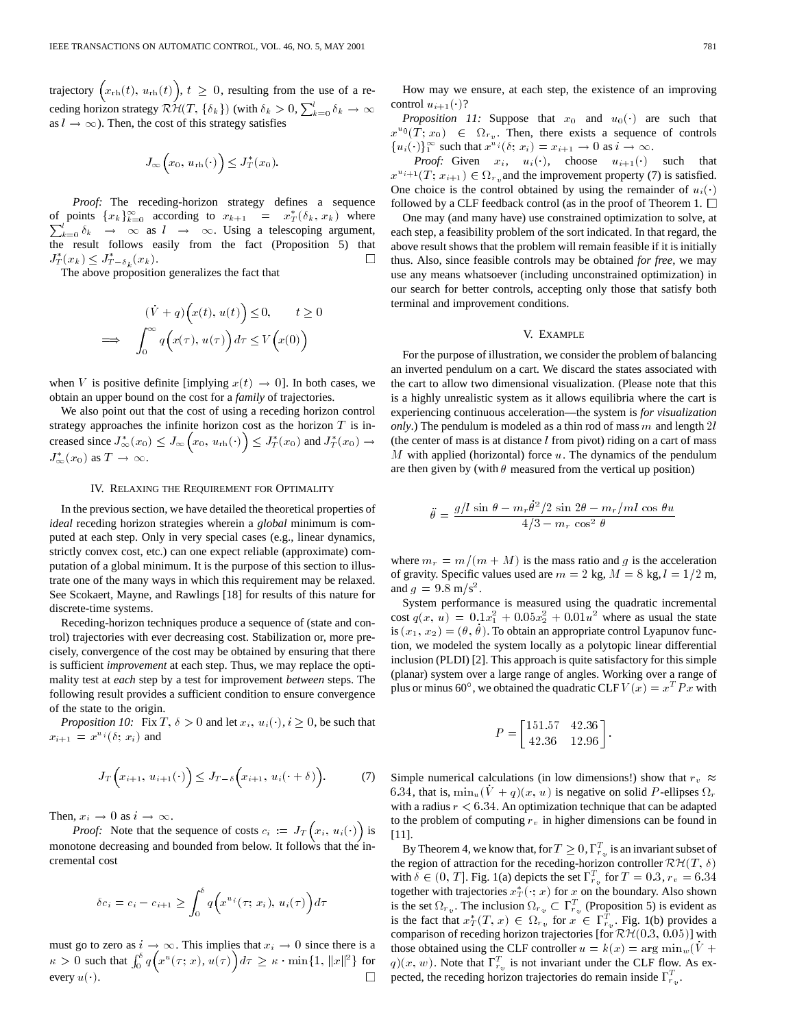trajectory $\left(x_{\rm rh}(t),\, u_{\rm rh}(t)\right)$, $t \geq 0$, resulting from the use of a receding horizon strategy $\mathcal{RH}(T, \{\delta_k\})$ (with $\delta_k > 0, \sum_{k=0}^{l} \delta_k \to \infty$ as $l \to \infty$). Then, the cost of this strategy satisfies

$$J_\infty\left(x_0,\, u_{\rm rh}(\cdot)\right) \leq J_T^*(x_0).$$

*Proof:* The receding-horizon strategy defines a sequence of points $\{x_k\}_{k=0}^{\infty}$ according to $x_{k+1} = x_T^*(\delta_k, x_k)$ where $\sum_{k=0}^{l} \delta_k \to \infty$ as $l \to \infty$. Using a telescoping argument, the result follows easily from the fact (Proposition 5) that $J_T^*(x_k) \leq J_{T-\delta_k}^*(x_k)$. □

The above proposition generalizes the fact that

$$(\dot{V} + q)\left(x(t),\, u(t)\right) \leq 0, \qquad t \geq 0$$
$$\implies \int_0^\infty q\left(x(\tau),\, u(\tau)\right) d\tau \leq V\left(x(0)\right)$$

when $V$ is positive definite [implying $x(t) \to 0$]. In both cases, we obtain an upper bound on the cost for a *family* of trajectories.

We also point out that the cost of using a receding horizon control strategy approaches the infinite horizon cost as the horizon $T$ is increased since $J_\infty^*(x_0) \leq J_\infty\left(x_0,\, u_{\rm rh}(\cdot)\right) \leq J_T^*(x_0)$ and $J_T^*(x_0) \to J_\infty^*(x_0)$ as $T \to \infty$.

## IV. Relaxing the Requirement for Optimality

In the previous section, we have detailed the theoretical properties of *ideal* receding horizon strategies wherein a *global* minimum is computed at each step. Only in very special cases (e.g., linear dynamics, strictly convex cost, etc.) can one expect reliable (approximate) computation of a global minimum. It is the purpose of this section to illustrate one of the many ways in which this requirement may be relaxed. See Scokaert, Mayne, and Rawlings [18] for results of this nature for discrete-time systems.

Receding-horizon techniques produce a sequence of (state and control) trajectories with ever decreasing cost. Stabilization or, more precisely, convergence of the cost may be obtained by ensuring that there is sufficient *improvement* at each step. Thus, we may replace the optimality test at *each* step by a test for improvement *between* steps. The following result provides a sufficient condition to ensure convergence of the state to the origin.

*Proposition 10:* Fix $T$, $\delta > 0$ and let $x_i$, $u_i(\cdot)$, $i \geq 0$, be such that $x_{i+1} = x^{u_i}(\delta; x_i)$ and

$$J_T\left(x_{i+1},\, u_{i+1}(\cdot)\right) \leq J_{T-\delta}\left(x_{i+1},\, u_i(\cdot + \delta)\right). \tag{7}$$

Then, $x_i \to 0$ as $i \to \infty$.

*Proof:* Note that the sequence of costs $c_i := J_T\left(x_i,\, u_i(\cdot)\right)$ is monotone decreasing and bounded from below. It follows that the incremental cost

$$\delta c_i = c_i - c_{i+1} \geq \int_0^\delta q\left(x^{u_i}(\tau; x_i),\, u_i(\tau)\right) d\tau$$

must go to zero as $i \to \infty$. This implies that $x_i \to 0$ since there is a $\kappa > 0$ such that $\int_0^\delta q\left(x^u(\tau; x),\, u(\tau)\right) d\tau \geq \kappa \cdot \min\{1, \|x\|^2\}$ for every $u(\cdot)$. □

How may we ensure, at each step, the existence of an improving control $u_{i+1}(\cdot)$?

*Proposition 11:* Suppose that $x_0$ and $u_0(\cdot)$ are such that $x^{u_0}(T; x_0) \in \Omega_{r_v}$. Then, there exists a sequence of controls $\{u_i(\cdot)\}_1^\infty$ such that $x^{u_i}(\delta; x_i) = x_{i+1} \to 0$ as $i \to \infty$.

*Proof:* Given $x_i$, $u_i(\cdot)$, choose $u_{i+1}(\cdot)$ such that $x^{u_{i+1}}(T; x_{i+1}) \in \Omega_{r_v}$ and the improvement property (7) is satisfied. One choice is the control obtained by using the remainder of $u_i(\cdot)$ followed by a CLF feedback control (as in the proof of Theorem 1. □

One may (and many have) use constrained optimization to solve, at each step, a feasibility problem of the sort indicated. In that regard, the above result shows that the problem will remain feasible if it is initially thus. Also, since feasible controls may be obtained *for free*, we may use any means whatsoever (including unconstrained optimization) in our search for better controls, accepting only those that satisfy both terminal and improvement conditions.

## V. Example

For the purpose of illustration, we consider the problem of balancing an inverted pendulum on a cart. We discard the states associated with the cart to allow two dimensional visualization. (Please note that this is a highly unrealistic system as it allows equilibria where the cart is experiencing continuous acceleration—the system is *for visualization only*.) The pendulum is modeled as a thin rod of mass $m$ and length $2l$ (the center of mass is at distance $l$ from pivot) riding on a cart of mass $M$ with applied (horizontal) force $u$. The dynamics of the pendulum are then given by (with $\theta$ measured from the vertical up position)

$$\ddot{\theta} = \frac{g/l \,\sin\theta - m_r \dot{\theta}^2/2 \,\sin 2\theta - m_r/ml \,\cos\theta u}{4/3 - m_r \,\cos^2\theta}$$

where $m_r = m/(m+M)$ is the mass ratio and $g$ is the acceleration of gravity. Specific values used are $m = 2$ kg, $M = 8$ kg, $l = 1/2$ m, and $g = 9.8$ m/s$^2$.

System performance is measured using the quadratic incremental cost $q(x, u) = 0.1x_1^2 + 0.05x_2^2 + 0.01u^2$ where as usual the state is $(x_1, x_2) = (\theta, \dot{\theta})$. To obtain an appropriate control Lyapunov function, we modeled the system locally as a polytopic linear differential inclusion (PLDI) [2]. This approach is quite satisfactory for this simple (planar) system over a large range of angles. Working over a range of plus or minus 60°, we obtained the quadratic CLF $V(x) = x^T P x$ with

$$P = \begin{bmatrix} 151.57 & 42.36 \\ 42.36 & 12.96 \end{bmatrix}.$$

Simple numerical calculations (in low dimensions!) show that $r_v \approx 6.34$, that is, $\min_u (\dot{V} + q)(x, u)$ is negative on solid $P$-ellipses $\Omega_r$ with a radius $r < 6.34$. An optimization technique that can be adapted to the problem of computing $r_v$ in higher dimensions can be found in [11].

By Theorem 4, we know that, for $T \geq 0$, $\Gamma_{r_v}^T$ is an invariant subset of the region of attraction for the receding-horizon controller $\mathcal{RH}(T, \delta)$ with $\delta \in (0, T]$. Fig. 1(a) depicts the set $\Gamma_{r_v}^T$ for $T = 0.3$, $r_v = 6.34$ together with trajectories $x_T^*(\cdot; x)$ for $x$ on the boundary. Also shown is the set $\Omega_{r_v}$. The inclusion $\Omega_{r_v} \subset \Gamma_{r_v}^T$ (Proposition 5) is evident as is the fact that $x_T^*(T, x) \in \Omega_{r_v}$ for $x \in \Gamma_{r_v}^T$. Fig. 1(b) provides a comparison of receding horizon trajectories [for $\mathcal{RH}(0.3, 0.05)$] with those obtained using the CLF controller $u = k(x) = \arg\min_w (\dot{V} + q)(x, w)$. Note that $\Gamma_{r_v}^T$ is not invariant under the CLF flow. As expected, the receding horizon trajectories do remain inside $\Gamma_{r_v}^T$.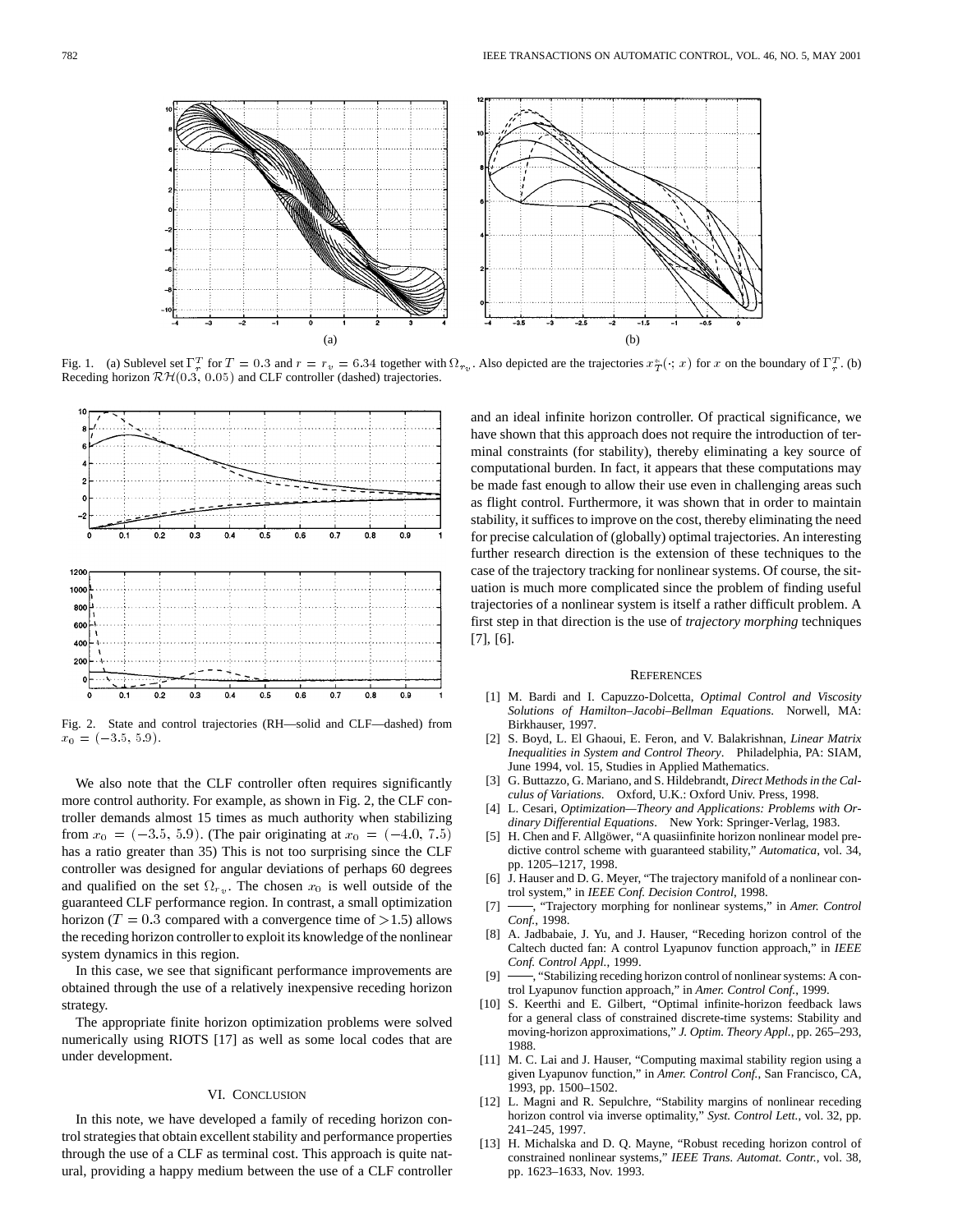Fig. 1. (a) Sublevel set $\Gamma_r^T$ for $T = 0.3$ and $r = r_v = 6.34$ together with $\Omega_{r_v}$. Also depicted are the trajectories $x_T^*(\cdot; x)$ for $x$ on the boundary of $\Gamma_r^T$. (b) Receding horizon $\mathcal{RH}(0.3, 0.05)$ and CLF controller (dashed) trajectories.

Fig. 2. State and control trajectories (RH—solid and CLF—dashed) from $x_0 = (-3.5, 5.9)$.

We also note that the CLF controller often requires significantly more control authority. For example, as shown in Fig. 2, the CLF controller demands almost 15 times as much authority when stabilizing from $x_0 = (-3.5, 5.9)$. (The pair originating at $x_0 = (-4.0, 7.5)$ has a ratio greater than 35) This is not too surprising since the CLF controller was designed for angular deviations of perhaps 60 degrees and qualified on the set $\Omega_{r_v}$. The chosen $x_0$ is well outside of the guaranteed CLF performance region. In contrast, a small optimization horizon ($T = 0.3$ compared with a convergence time of $>1.5$) allows the receding horizon controller to exploit its knowledge of the nonlinear system dynamics in this region.

In this case, we see that significant performance improvements are obtained through the use of a relatively inexpensive receding horizon strategy.

The appropriate finite horizon optimization problems were solved numerically using RIOTS [17] as well as some local codes that are under development.

## VI. Conclusion

In this note, we have developed a family of receding horizon control strategies that obtain excellent stability and performance properties through the use of a CLF as terminal cost. This approach is quite natural, providing a happy medium between the use of a CLF controller and an ideal infinite horizon controller. Of practical significance, we have shown that this approach does not require the introduction of terminal constraints (for stability), thereby eliminating a key source of computational burden. In fact, it appears that these computations may be made fast enough to allow their use even in challenging areas such as flight control. Furthermore, it was shown that in order to maintain stability, it suffices to improve on the cost, thereby eliminating the need for precise calculation of (globally) optimal trajectories. An interesting further research direction is the extension of these techniques to the case of the trajectory tracking for nonlinear systems. Of course, the situation is much more complicated since the problem of finding useful trajectories of a nonlinear system is itself a rather difficult problem. A first step in that direction is the use of *trajectory morphing* techniques [7], [6].

## References

[1] M. Bardi and I. Capuzzo-Dolcetta, *Optimal Control and Viscosity Solutions of Hamilton–Jacobi–Bellman Equations*. Norwell, MA: Birkhauser, 1997.

[2] S. Boyd, L. El Ghaoui, E. Feron, and V. Balakrishnan, *Linear Matrix Inequalities in System and Control Theory*. Philadelphia, PA: SIAM, June 1994, vol. 15, Studies in Applied Mathematics.

[3] G. Buttazzo, G. Mariano, and S. Hildebrandt, *Direct Methods in the Calculus of Variations*. Oxford, U.K.: Oxford Univ. Press, 1998.

[4] L. Cesari, *Optimization—Theory and Applications: Problems with Ordinary Differential Equations*. New York: Springer-Verlag, 1983.

[5] H. Chen and F. Allgöwer, "A quasiinfinite horizon nonlinear model predictive control scheme with guaranteed stability," *Automatica*, vol. 34, pp. 1205–1217, 1998.

[6] J. Hauser and D. G. Meyer, "The trajectory manifold of a nonlinear control system," in *IEEE Conf. Decision Control*, 1998.

[7] ——, "Trajectory morphing for nonlinear systems," in *Amer. Control Conf.*, 1998.

[8] A. Jadbabaie, J. Yu, and J. Hauser, "Receding horizon control of the Caltech ducted fan: A control Lyapunov function approach," in *IEEE Conf. Control Appl.*, 1999.

[9] ——, "Stabilizing receding horizon control of nonlinear systems: A control Lyapunov function approach," in *Amer. Control Conf.*, 1999.

[10] S. Keerthi and E. Gilbert, "Optimal infinite-horizon feedback laws for a general class of constrained discrete-time systems: Stability and moving-horizon approximations," *J. Optim. Theory Appl.*, pp. 265–293, 1988.

[11] M. C. Lai and J. Hauser, "Computing maximal stability region using a given Lyapunov function," in *Amer. Control Conf.*, San Francisco, CA, 1993, pp. 1500–1502.

[12] L. Magni and R. Sepulchre, "Stability margins of nonlinear receding horizon control via inverse optimality," *Syst. Control Lett.*, vol. 32, pp. 241–245, 1997.

[13] H. Michalska and D. Q. Mayne, "Robust receding horizon control of constrained nonlinear systems," *IEEE Trans. Automat. Contr.*, vol. 38, pp. 1623–1633, Nov. 1993.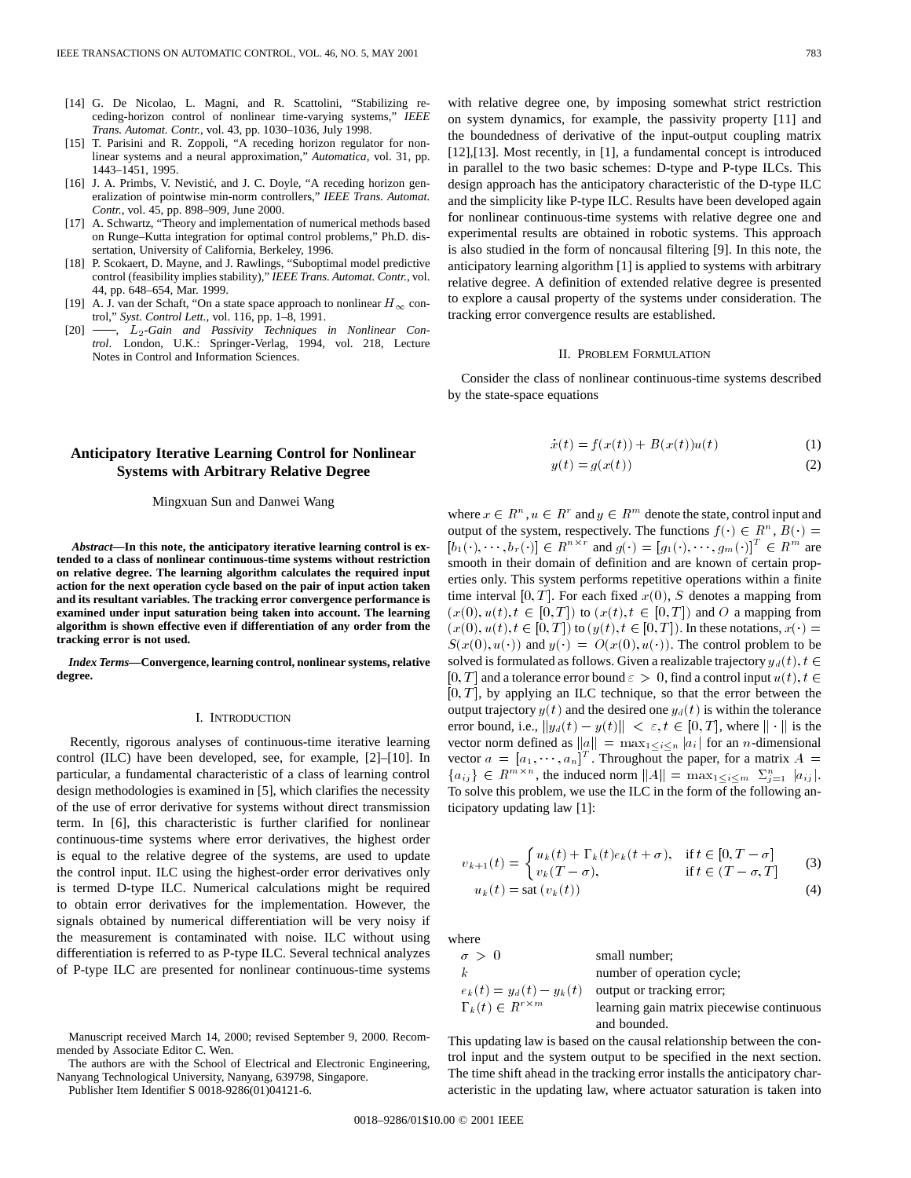[14] G. De Nicolao, L. Magni, and R. Scattolini, "Stabilizing receding-horizon control of nonlinear time-varying systems," *IEEE Trans. Automat. Contr.*, vol. 43, pp. 1030–1036, July 1998.

[15] T. Parisini and R. Zoppoli, "A receding horizon regulator for nonlinear systems and a neural approximation," *Automatica*, vol. 31, pp. 1443–1451, 1995.

[16] J. A. Primbs, V. Nevistić, and J. C. Doyle, "A receding horizon generalization of pointwise min-norm controllers," *IEEE Trans. Automat. Contr.*, vol. 45, pp. 898–909, June 2000.

[17] A. Schwartz, "Theory and implementation of numerical methods based on Runge–Kutta integration for optimal control problems," Ph.D. dissertation, University of California, Berkeley, 1996.

[18] P. Scokaert, D. Mayne, and J. Rawlings, "Suboptimal model predictive control (feasibility implies stability)," *IEEE Trans. Automat. Contr.*, vol. 44, pp. 648–654, Mar. 1999.

[19] A. J. van der Schaft, "On a state space approach to nonlinear $H_\infty$ control," *Syst. Control Lett.*, vol. 116, pp. 1–8, 1991.

[20] ——, *$L_2$-Gain and Passivity Techniques in Nonlinear Control*. London, U.K.: Springer-Verlag, 1994, vol. 218, Lecture Notes in Control and Information Sciences.

# Anticipatory Iterative Learning Control for Nonlinear Systems with Arbitrary Relative Degree

Mingxuan Sun and Danwei Wang

***Abstract*—In this note, the anticipatory iterative learning control is extended to a class of nonlinear continuous-time systems without restriction on relative degree. The learning algorithm calculates the required input action for the next operation cycle based on the pair of input action taken and its resultant variables. The tracking error convergence performance is examined under input saturation being taken into account. The learning algorithm is shown effective even if differentiation of any order from the tracking error is not used.**

***Index Terms*—Convergence, learning control, nonlinear systems, relative degree.**

## I. Introduction

Recently, rigorous analyses of continuous-time iterative learning control (ILC) have been developed, see, for example, [2]–[10]. In particular, a fundamental characteristic of a class of learning control design methodologies is examined in [5], which clarifies the necessity of the use of error derivative for systems without direct transmission term. In [6], this characteristic is further clarified for nonlinear continuous-time systems where error derivatives, the highest order is equal to the relative degree of the systems, are used to update the control input. ILC using the highest-order error derivatives only is termed D-type ILC. Numerical calculations might be required to obtain error derivatives for the implementation. However, the signals obtained by numerical differentiation will be very noisy if the measurement is contaminated with noise. ILC without using differentiation is referred to as P-type ILC. Several technical analyzes of P-type ILC are presented for nonlinear continuous-time systems with relative degree one, by imposing somewhat strict restriction on system dynamics, for example, the passivity property [11] and the boundedness of derivative of the input-output coupling matrix [12],[13]. Most recently, in [1], a fundamental concept is introduced in parallel to the two basic schemes: D-type and P-type ILCs. This design approach has the anticipatory characteristic of the D-type ILC and the simplicity like P-type ILC. Results have been developed again for nonlinear continuous-time systems with relative degree one and experimental results are obtained in robotic systems. This approach is also studied in the form of noncausal filtering [9]. In this note, the anticipatory learning algorithm [1] is applied to systems with arbitrary relative degree. A definition of extended relative degree is presented to explore a causal property of the systems under consideration. The tracking error convergence results are established.

Manuscript received March 14, 2000; revised September 9, 2000. Recommended by Associate Editor C. Wen.

The authors are with the School of Electrical and Electronic Engineering, Nanyang Technological University, Nanyang, 639798, Singapore.

Publisher Item Identifier S 0018-9286(01)04121-6.

## II. Problem Formulation

Consider the class of nonlinear continuous-time systems described by the state-space equations

$$\dot{x}(t) = f(x(t)) + B(x(t))u(t) \tag{1}$$

$$y(t) = g(x(t)) \tag{2}$$

where $x \in R^n$, $u \in R^r$ and $y \in R^m$ denote the state, control input and output of the system, respectively. The functions $f(\cdot) \in R^n$, $B(\cdot) = [b_1(\cdot), \cdots, b_r(\cdot)] \in R^{n\times r}$ and $g(\cdot) = [g_1(\cdot), \cdots, g_m(\cdot)]^T \in R^m$ are smooth in their domain of definition and are known of certain properties only. This system performs repetitive operations within a finite time interval $[0, T]$. For each fixed $x(0)$, $S$ denotes a mapping from $(x(0), u(t), t \in [0, T])$ to $(x(t), t \in [0, T])$ and $O$ a mapping from $(x(0), u(t), t \in [0, T])$ to $(y(t), t \in [0, T])$. In these notations, $x(\cdot) = S(x(0), u(\cdot))$ and $y(\cdot) = O(x(0), u(\cdot))$. The control problem to be solved is formulated as follows. Given a realizable trajectory $y_d(t), t \in [0, T]$ and a tolerance error bound $\varepsilon > 0$, find a control input $u(t), t \in [0, T]$, by applying an ILC technique, so that the error between the output trajectory $y(t)$ and the desired one $y_d(t)$ is within the tolerance error bound, i.e., $\|y_d(t) - y(t)\| < \varepsilon, t \in [0, T]$, where $\|\cdot\|$ is the vector norm defined as $\|a\| = \max_{1\le i\le n} |a_i|$ for an $n$-dimensional vector $a = [a_1, \cdots, a_n]^T$. Throughout the paper, for a matrix $A = \{a_{ij}\} \in R^{m\times n}$, the induced norm $\|A\| = \max_{1\le i\le m} \Sigma_{j=1}^n |a_{ij}|$. To solve this problem, we use the ILC in the form of the following anticipatory updating law [1]:

$$v_{k+1}(t) = \begin{cases} u_k(t) + \Gamma_k(t)e_k(t+\sigma), & \text{if } t \in [0, T-\sigma] \\ v_k(T-\sigma), & \text{if } t \in (T-\sigma, T] \end{cases} \tag{3}$$

$$u_k(t) = \text{sat}\,(v_k(t)) \tag{4}$$

where

| | |
|---|---|
| $\sigma > 0$ | small number; |
| $k$ | number of operation cycle; |
| $e_k(t) = y_d(t) - y_k(t)$ | output or tracking error; |
| $\Gamma_k(t) \in R^{r\times m}$ | learning gain matrix piecewise continuous and bounded. |

This updating law is based on the causal relationship between the control input and the system output to be specified in the next section. The time shift ahead in the tracking error installs the anticipatory characteristic in the updating law, where actuator saturation is taken into